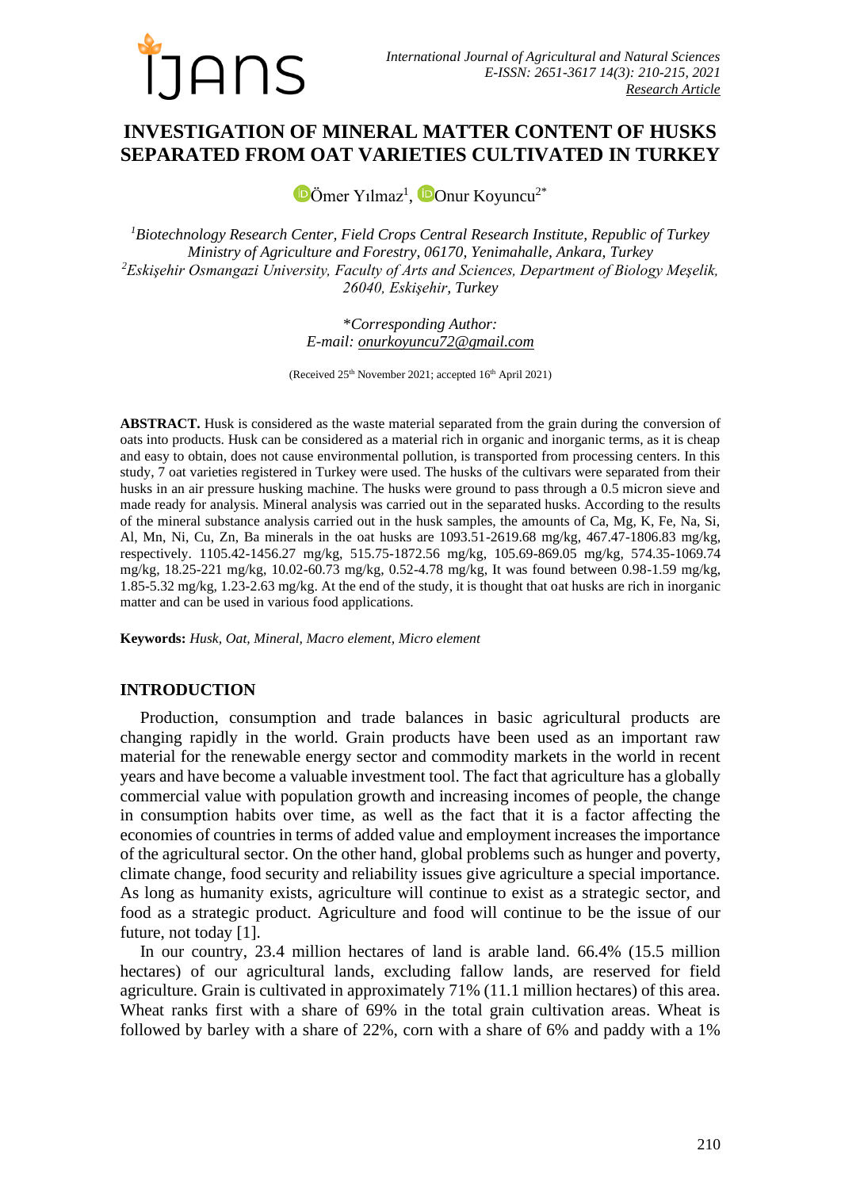# INVESTIGATION OF MINERAL MATTER CONTENT OF HUSKS SEPARATED FROM OAT VARIETIES CULTIVATED IN TURKEY

Ömer Yılmaz[1], Onur Koyuncu[2*]

[1]*Biotechnology Research Center, Field Crops Central Research Institute, Republic of Turkey Ministry of Agriculture and Forestry, 06170, Yenimahalle, Ankara, Turkey*
[2]*Eskişehir Osmangazi University, Faculty of Arts and Sciences, Department of Biology Meşelik, 26040, Eskişehir, Turkey*

*\*Corresponding Author:*
*E-mail: onurkoyuncu72@gmail.com*

(Received 25th November 2021; accepted 16th April 2021)

**ABSTRACT.** Husk is considered as the waste material separated from the grain during the conversion of oats into products. Husk can be considered as a material rich in organic and inorganic terms, as it is cheap and easy to obtain, does not cause environmental pollution, is transported from processing centers. In this study, 7 oat varieties registered in Turkey were used. The husks of the cultivars were separated from their husks in an air pressure husking machine. The husks were ground to pass through a 0.5 micron sieve and made ready for analysis. Mineral analysis was carried out in the separated husks. According to the results of the mineral substance analysis carried out in the husk samples, the amounts of Ca, Mg, K, Fe, Na, Si, Al, Mn, Ni, Cu, Zn, Ba minerals in the oat husks are 1093.51-2619.68 mg/kg, 467.47-1806.83 mg/kg, respectively. 1105.42-1456.27 mg/kg, 515.75-1872.56 mg/kg, 105.69-869.05 mg/kg, 574.35-1069.74 mg/kg, 18.25-221 mg/kg, 10.02-60.73 mg/kg, 0.52-4.78 mg/kg, It was found between 0.98-1.59 mg/kg, 1.85-5.32 mg/kg, 1.23-2.63 mg/kg. At the end of the study, it is thought that oat husks are rich in inorganic matter and can be used in various food applications.

**Keywords:** *Husk, Oat, Mineral, Macro element, Micro element*

## INTRODUCTION

Production, consumption and trade balances in basic agricultural products are changing rapidly in the world. Grain products have been used as an important raw material for the renewable energy sector and commodity markets in the world in recent years and have become a valuable investment tool. The fact that agriculture has a globally commercial value with population growth and increasing incomes of people, the change in consumption habits over time, as well as the fact that it is a factor affecting the economies of countries in terms of added value and employment increases the importance of the agricultural sector. On the other hand, global problems such as hunger and poverty, climate change, food security and reliability issues give agriculture a special importance. As long as humanity exists, agriculture will continue to exist as a strategic sector, and food as a strategic product. Agriculture and food will continue to be the issue of our future, not today [1].

In our country, 23.4 million hectares of land is arable land. 66.4% (15.5 million hectares) of our agricultural lands, excluding fallow lands, are reserved for field agriculture. Grain is cultivated in approximately 71% (11.1 million hectares) of this area. Wheat ranks first with a share of 69% in the total grain cultivation areas. Wheat is followed by barley with a share of 22%, corn with a share of 6% and paddy with a 1%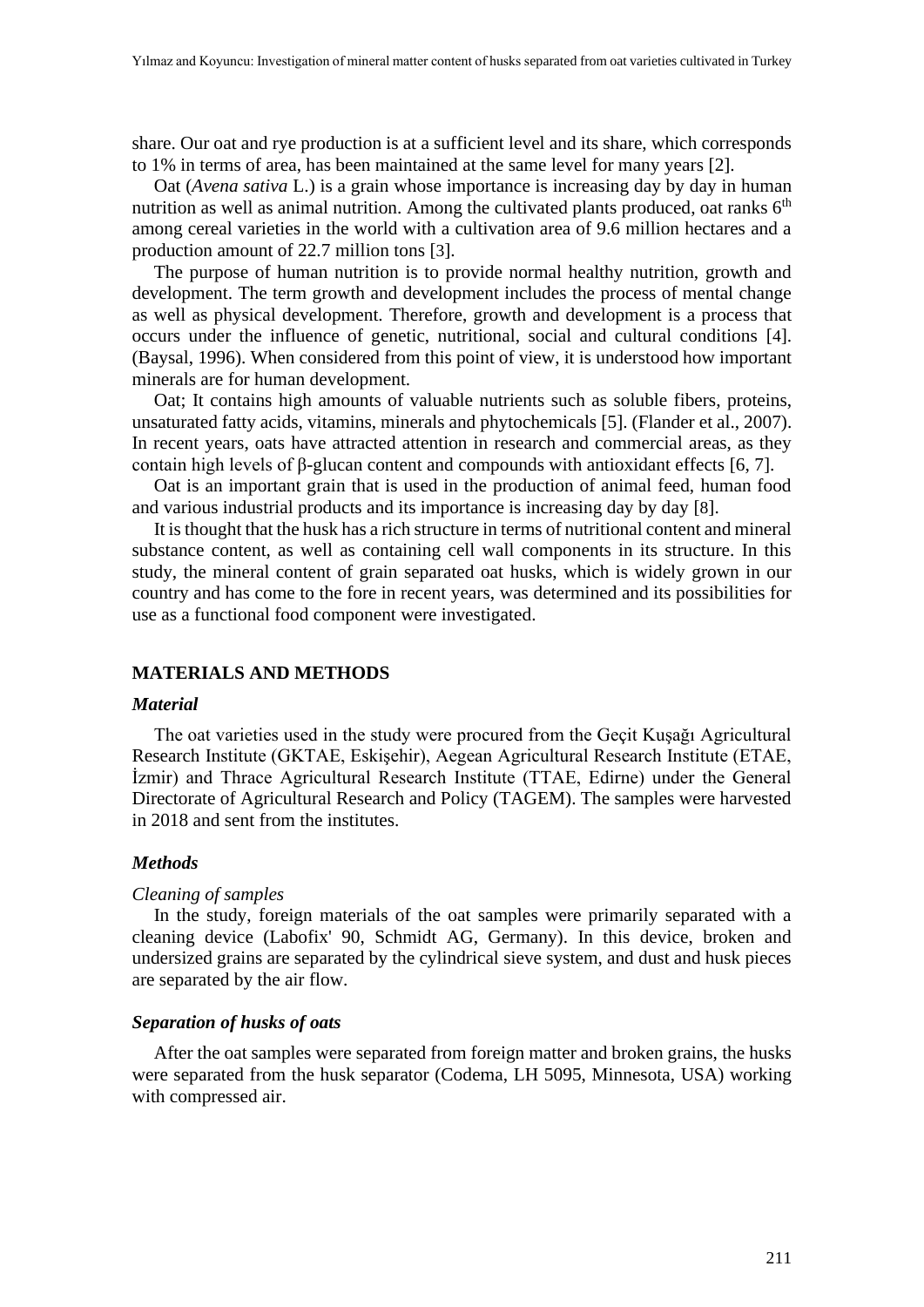share. Our oat and rye production is at a sufficient level and its share, which corresponds to 1% in terms of area, has been maintained at the same level for many years [2].

Oat (*Avena sativa* L.) is a grain whose importance is increasing day by day in human nutrition as well as animal nutrition. Among the cultivated plants produced, oat ranks 6$^{th}$ among cereal varieties in the world with a cultivation area of 9.6 million hectares and a production amount of 22.7 million tons [3].

The purpose of human nutrition is to provide normal healthy nutrition, growth and development. The term growth and development includes the process of mental change as well as physical development. Therefore, growth and development is a process that occurs under the influence of genetic, nutritional, social and cultural conditions [4]. (Baysal, 1996). When considered from this point of view, it is understood how important minerals are for human development.

Oat; It contains high amounts of valuable nutrients such as soluble fibers, proteins, unsaturated fatty acids, vitamins, minerals and phytochemicals [5]. (Flander et al., 2007). In recent years, oats have attracted attention in research and commercial areas, as they contain high levels of β-glucan content and compounds with antioxidant effects [6, 7].

Oat is an important grain that is used in the production of animal feed, human food and various industrial products and its importance is increasing day by day [8].

It is thought that the husk has a rich structure in terms of nutritional content and mineral substance content, as well as containing cell wall components in its structure. In this study, the mineral content of grain separated oat husks, which is widely grown in our country and has come to the fore in recent years, was determined and its possibilities for use as a functional food component were investigated.

## MATERIALS AND METHODS

### *Material*

The oat varieties used in the study were procured from the Geçit Kuşağı Agricultural Research Institute (GKTAE, Eskişehir), Aegean Agricultural Research Institute (ETAE, İzmir) and Thrace Agricultural Research Institute (TTAE, Edirne) under the General Directorate of Agricultural Research and Policy (TAGEM). The samples were harvested in 2018 and sent from the institutes.

### *Methods*

*Cleaning of samples*

In the study, foreign materials of the oat samples were primarily separated with a cleaning device (Labofix' 90, Schmidt AG, Germany). In this device, broken and undersized grains are separated by the cylindrical sieve system, and dust and husk pieces are separated by the air flow.

### *Separation of husks of oats*

After the oat samples were separated from foreign matter and broken grains, the husks were separated from the husk separator (Codema, LH 5095, Minnesota, USA) working with compressed air.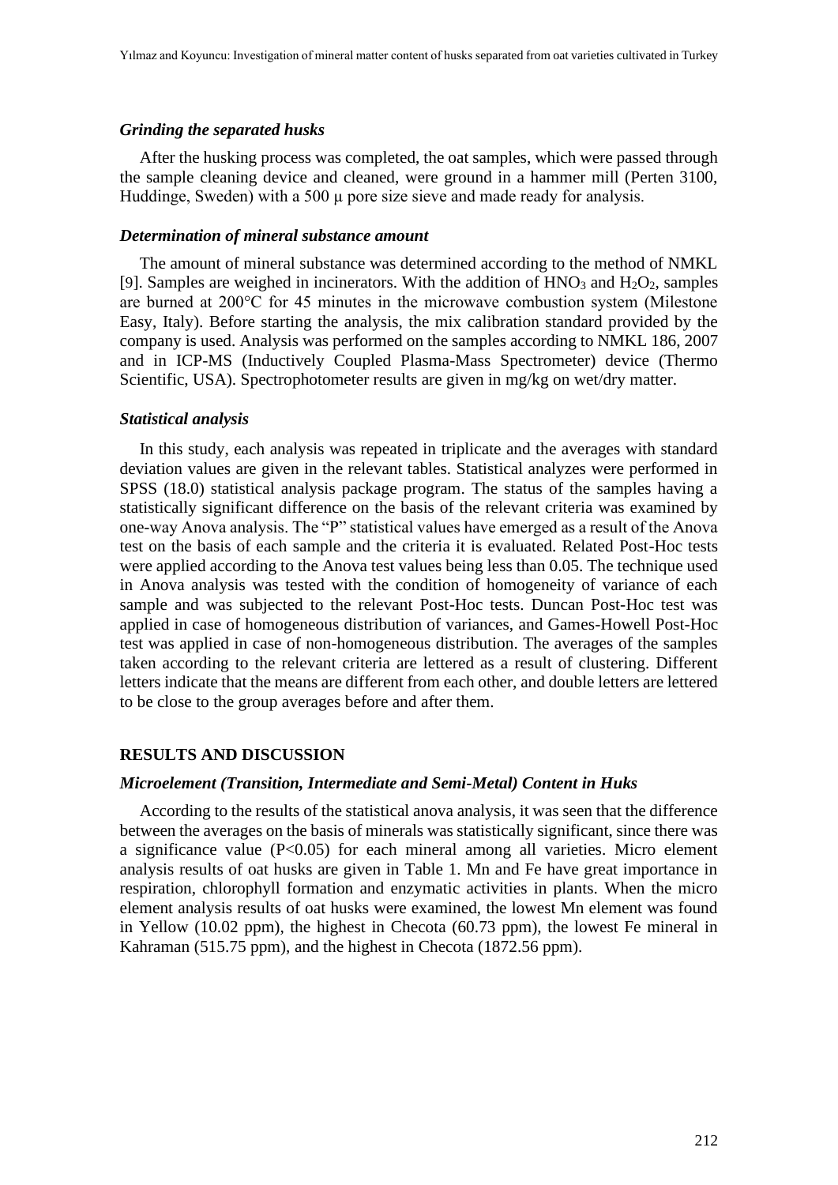### *Grinding the separated husks*

After the husking process was completed, the oat samples, which were passed through the sample cleaning device and cleaned, were ground in a hammer mill (Perten 3100, Huddinge, Sweden) with a 500 μ pore size sieve and made ready for analysis.

### *Determination of mineral substance amount*

The amount of mineral substance was determined according to the method of NMKL [9]. Samples are weighed in incinerators. With the addition of $HNO_3$ and $H_2O_2$, samples are burned at 200°C for 45 minutes in the microwave combustion system (Milestone Easy, Italy). Before starting the analysis, the mix calibration standard provided by the company is used. Analysis was performed on the samples according to NMKL 186, 2007 and in ICP-MS (Inductively Coupled Plasma-Mass Spectrometer) device (Thermo Scientific, USA). Spectrophotometer results are given in mg/kg on wet/dry matter.

### *Statistical analysis*

In this study, each analysis was repeated in triplicate and the averages with standard deviation values are given in the relevant tables. Statistical analyzes were performed in SPSS (18.0) statistical analysis package program. The status of the samples having a statistically significant difference on the basis of the relevant criteria was examined by one-way Anova analysis. The "P" statistical values have emerged as a result of the Anova test on the basis of each sample and the criteria it is evaluated. Related Post-Hoc tests were applied according to the Anova test values being less than 0.05. The technique used in Anova analysis was tested with the condition of homogeneity of variance of each sample and was subjected to the relevant Post-Hoc tests. Duncan Post-Hoc test was applied in case of homogeneous distribution of variances, and Games-Howell Post-Hoc test was applied in case of non-homogeneous distribution. The averages of the samples taken according to the relevant criteria are lettered as a result of clustering. Different letters indicate that the means are different from each other, and double letters are lettered to be close to the group averages before and after them.

## RESULTS AND DISCUSSION

### *Microelement (Transition, Intermediate and Semi-Metal) Content in Huks*

According to the results of the statistical anova analysis, it was seen that the difference between the averages on the basis of minerals was statistically significant, since there was a significance value ($P<0.05$) for each mineral among all varieties. Micro element analysis results of oat husks are given in Table 1. Mn and Fe have great importance in respiration, chlorophyll formation and enzymatic activities in plants. When the micro element analysis results of oat husks were examined, the lowest Mn element was found in Yellow (10.02 ppm), the highest in Checota (60.73 ppm), the lowest Fe mineral in Kahraman (515.75 ppm), and the highest in Checota (1872.56 ppm).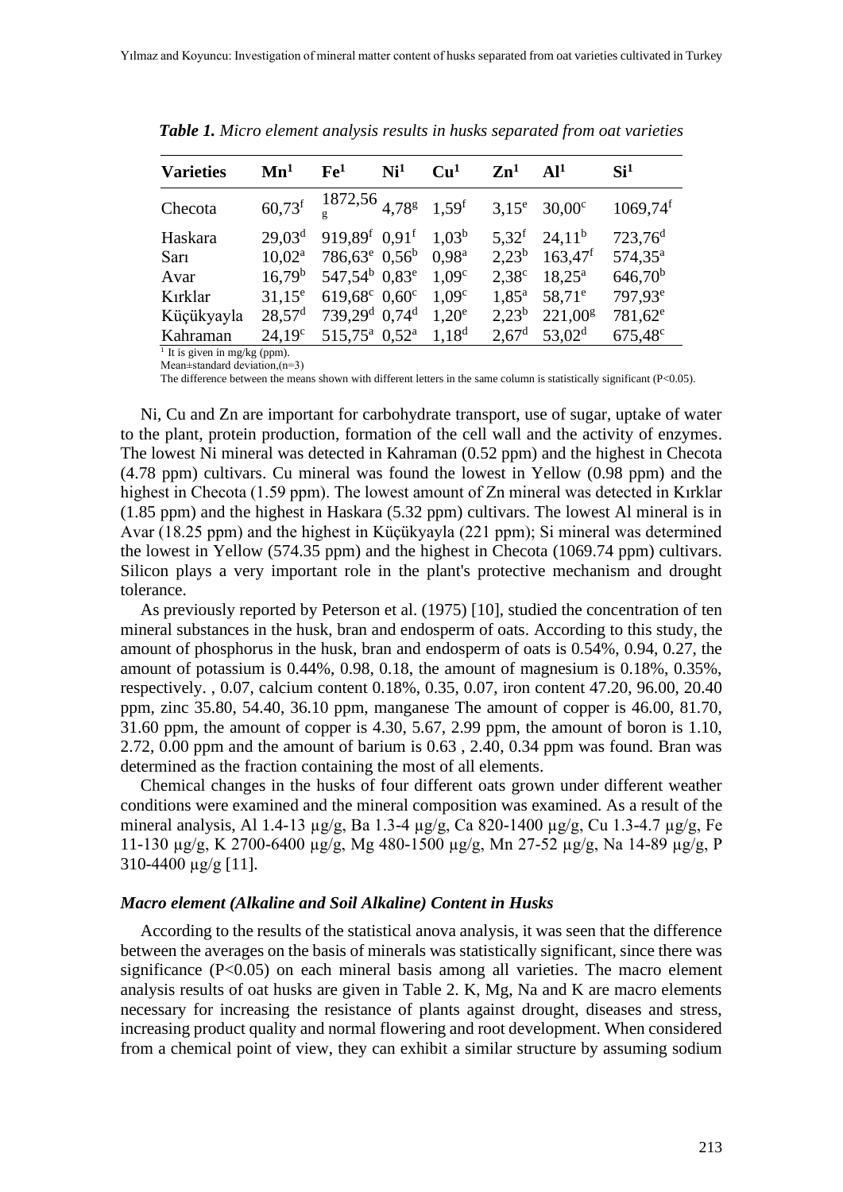*Table 1. Micro element analysis results in husks separated from oat varieties*

| Varieties | Mn[1] | Fe[1] | Ni[1] | Cu[1] | Zn[1] | Al[1] | Si[1] |
|---|---|---|---|---|---|---|---|
| Checota | 60,73$^{f}$ | 1872,56$^{g}$ | 4,78$^{g}$ | 1,59$^{f}$ | 3,15$^{e}$ | 30,00$^{c}$ | 1069,74$^{f}$ |
| Haskara | 29,03$^{d}$ | 919,89$^{f}$ | 0,91$^{f}$ | 1,03$^{b}$ | 5,32$^{f}$ | 24,11$^{b}$ | 723,76$^{d}$ |
| Sarı | 10,02$^{a}$ | 786,63$^{e}$ | 0,56$^{b}$ | 0,98$^{a}$ | 2,23$^{b}$ | 163,47$^{f}$ | 574,35$^{a}$ |
| Avar | 16,79$^{b}$ | 547,54$^{b}$ | 0,83$^{e}$ | 1,09$^{c}$ | 2,38$^{c}$ | 18,25$^{a}$ | 646,70$^{b}$ |
| Kırklar | 31,15$^{e}$ | 619,68$^{c}$ | 0,60$^{c}$ | 1,09$^{c}$ | 1,85$^{a}$ | 58,71$^{e}$ | 797,93$^{e}$ |
| Küçükyayla | 28,57$^{d}$ | 739,29$^{d}$ | 0,74$^{d}$ | 1,20$^{e}$ | 2,23$^{b}$ | 221,00$^{g}$ | 781,62$^{e}$ |
| Kahraman | 24,19$^{c}$ | 515,75$^{a}$ | 0,52$^{a}$ | 1,18$^{d}$ | 2,67$^{d}$ | 53,02$^{d}$ | 675,48$^{c}$ |

[1] It is given in mg/kg (ppm).
Mean±standard deviation,(n=3)
The difference between the means shown with different letters in the same column is statistically significant (P<0.05).

Ni, Cu and Zn are important for carbohydrate transport, use of sugar, uptake of water to the plant, protein production, formation of the cell wall and the activity of enzymes. The lowest Ni mineral was detected in Kahraman (0.52 ppm) and the highest in Checota (4.78 ppm) cultivars. Cu mineral was found the lowest in Yellow (0.98 ppm) and the highest in Checota (1.59 ppm). The lowest amount of Zn mineral was detected in Kırklar (1.85 ppm) and the highest in Haskara (5.32 ppm) cultivars. The lowest Al mineral is in Avar (18.25 ppm) and the highest in Küçükyayla (221 ppm); Si mineral was determined the lowest in Yellow (574.35 ppm) and the highest in Checota (1069.74 ppm) cultivars. Silicon plays a very important role in the plant's protective mechanism and drought tolerance.

As previously reported by Peterson et al. (1975) [10], studied the concentration of ten mineral substances in the husk, bran and endosperm of oats. According to this study, the amount of phosphorus in the husk, bran and endosperm of oats is 0.54%, 0.94, 0.27, the amount of potassium is 0.44%, 0.98, 0.18, the amount of magnesium is 0.18%, 0.35%, respectively. , 0.07, calcium content 0.18%, 0.35, 0.07, iron content 47.20, 96.00, 20.40 ppm, zinc 35.80, 54.40, 36.10 ppm, manganese The amount of copper is 46.00, 81.70, 31.60 ppm, the amount of copper is 4.30, 5.67, 2.99 ppm, the amount of boron is 1.10, 2.72, 0.00 ppm and the amount of barium is 0.63 , 2.40, 0.34 ppm was found. Bran was determined as the fraction containing the most of all elements.

Chemical changes in the husks of four different oats grown under different weather conditions were examined and the mineral composition was examined. As a result of the mineral analysis, Al 1.4-13 µg/g, Ba 1.3-4 µg/g, Ca 820-1400 µg/g, Cu 1.3-4.7 µg/g, Fe 11-130 µg/g, K 2700-6400 µg/g, Mg 480-1500 µg/g, Mn 27-52 µg/g, Na 14-89 µg/g, P 310-4400 µg/g [11].

### *Macro element (Alkaline and Soil Alkaline) Content in Husks*

According to the results of the statistical anova analysis, it was seen that the difference between the averages on the basis of minerals was statistically significant, since there was significance ($P<0.05$) on each mineral basis among all varieties. The macro element analysis results of oat husks are given in Table 2. K, Mg, Na and K are macro elements necessary for increasing the resistance of plants against drought, diseases and stress, increasing product quality and normal flowering and root development. When considered from a chemical point of view, they can exhibit a similar structure by assuming sodium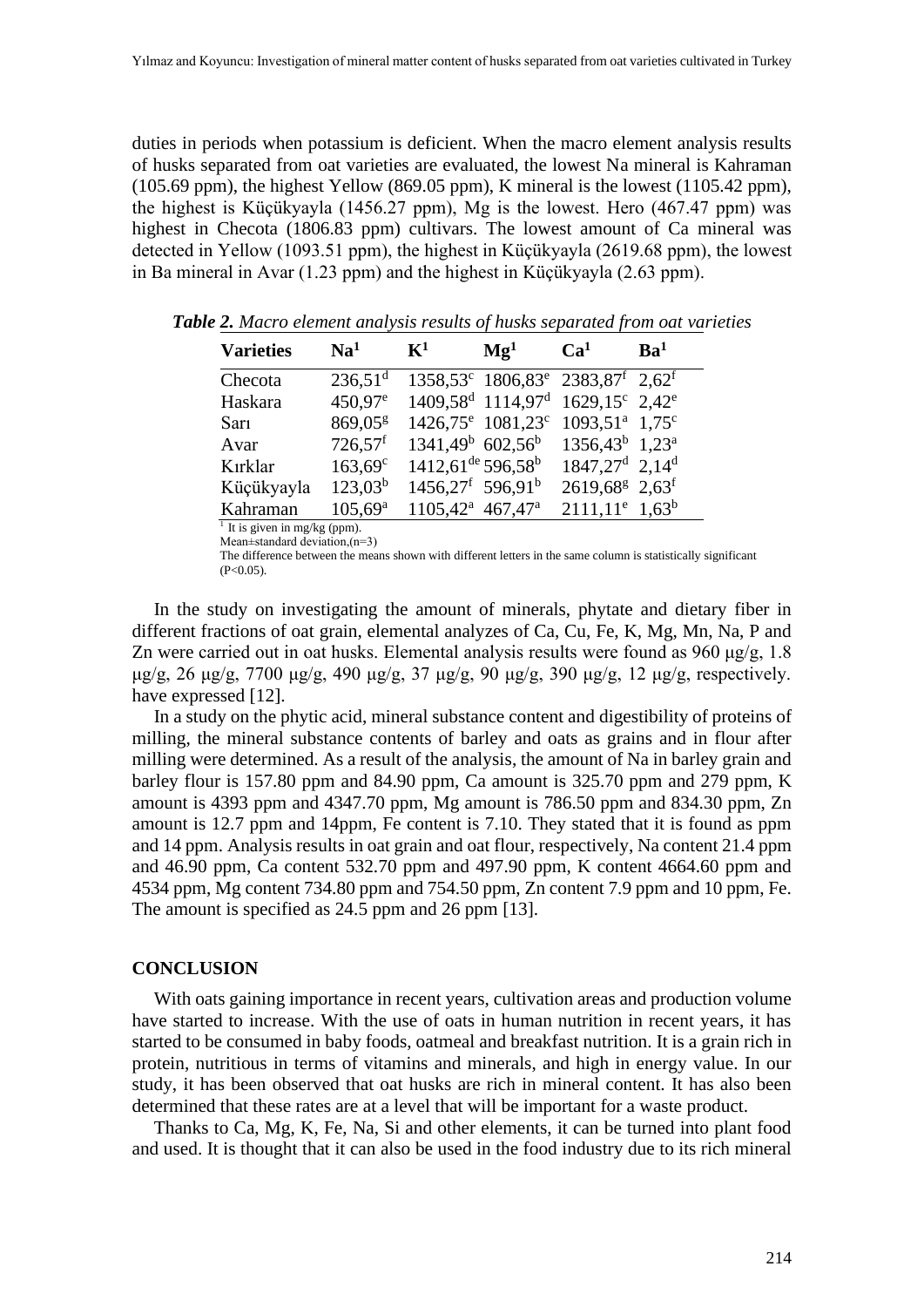duties in periods when potassium is deficient. When the macro element analysis results of husks separated from oat varieties are evaluated, the lowest Na mineral is Kahraman (105.69 ppm), the highest Yellow (869.05 ppm), K mineral is the lowest (1105.42 ppm), the highest is Küçükyayla (1456.27 ppm), Mg is the lowest. Hero (467.47 ppm) was highest in Checota (1806.83 ppm) cultivars. The lowest amount of Ca mineral was detected in Yellow (1093.51 ppm), the highest in Küçükyayla (2619.68 ppm), the lowest in Ba mineral in Avar (1.23 ppm) and the highest in Küçükyayla (2.63 ppm).

***Table 2.*** *Macro element analysis results of husks separated from oat varieties*

| Varieties | Na[1] | K[1] | Mg[1] | Ca[1] | Ba[1] |
|---|---|---|---|---|---|
| Checota | 236,51[d] | 1358,53[c] | 1806,83[e] | 2383,87[f] | 2,62[f] |
| Haskara | 450,97[e] | 1409,58[d] | 1114,97[d] | 1629,15[c] | 2,42[e] |
| Sarı | 869,05[g] | 1426,75[e] | 1081,23[c] | 1093,51[a] | 1,75[c] |
| Avar | 726,57[f] | 1341,49[b] | 602,56[b] | 1356,43[b] | 1,23[a] |
| Kırklar | 163,69[c] | 1412,61[de] | 596,58[b] | 1847,27[d] | 2,14[d] |
| Küçükyayla | 123,03[b] | 1456,27[f] | 596,91[b] | 2619,68[g] | 2,63[f] |
| Kahraman | 105,69[a] | 1105,42[a] | 467,47[a] | 2111,11[e] | 1,63[b] |

[1] It is given in mg/kg (ppm).
Mean±standard deviation,(n=3)
The difference between the means shown with different letters in the same column is statistically significant ($P<0.05$).

In the study on investigating the amount of minerals, phytate and dietary fiber in different fractions of oat grain, elemental analyzes of Ca, Cu, Fe, K, Mg, Mn, Na, P and Zn were carried out in oat husks. Elemental analysis results were found as 960 μg/g, 1.8 μg/g, 26 μg/g, 7700 μg/g, 490 μg/g, 37 μg/g, 90 μg/g, 390 μg/g, 12 μg/g, respectively. have expressed [12].

In a study on the phytic acid, mineral substance content and digestibility of proteins of milling, the mineral substance contents of barley and oats as grains and in flour after milling were determined. As a result of the analysis, the amount of Na in barley grain and barley flour is 157.80 ppm and 84.90 ppm, Ca amount is 325.70 ppm and 279 ppm, K amount is 4393 ppm and 4347.70 ppm, Mg amount is 786.50 ppm and 834.30 ppm, Zn amount is 12.7 ppm and 14ppm, Fe content is 7.10. They stated that it is found as ppm and 14 ppm. Analysis results in oat grain and oat flour, respectively, Na content 21.4 ppm and 46.90 ppm, Ca content 532.70 ppm and 497.90 ppm, K content 4664.60 ppm and 4534 ppm, Mg content 734.80 ppm and 754.50 ppm, Zn content 7.9 ppm and 10 ppm, Fe. The amount is specified as 24.5 ppm and 26 ppm [13].

## CONCLUSION

With oats gaining importance in recent years, cultivation areas and production volume have started to increase. With the use of oats in human nutrition in recent years, it has started to be consumed in baby foods, oatmeal and breakfast nutrition. It is a grain rich in protein, nutritious in terms of vitamins and minerals, and high in energy value. In our study, it has been observed that oat husks are rich in mineral content. It has also been determined that these rates are at a level that will be important for a waste product.

Thanks to Ca, Mg, K, Fe, Na, Si and other elements, it can be turned into plant food and used. It is thought that it can also be used in the food industry due to its rich mineral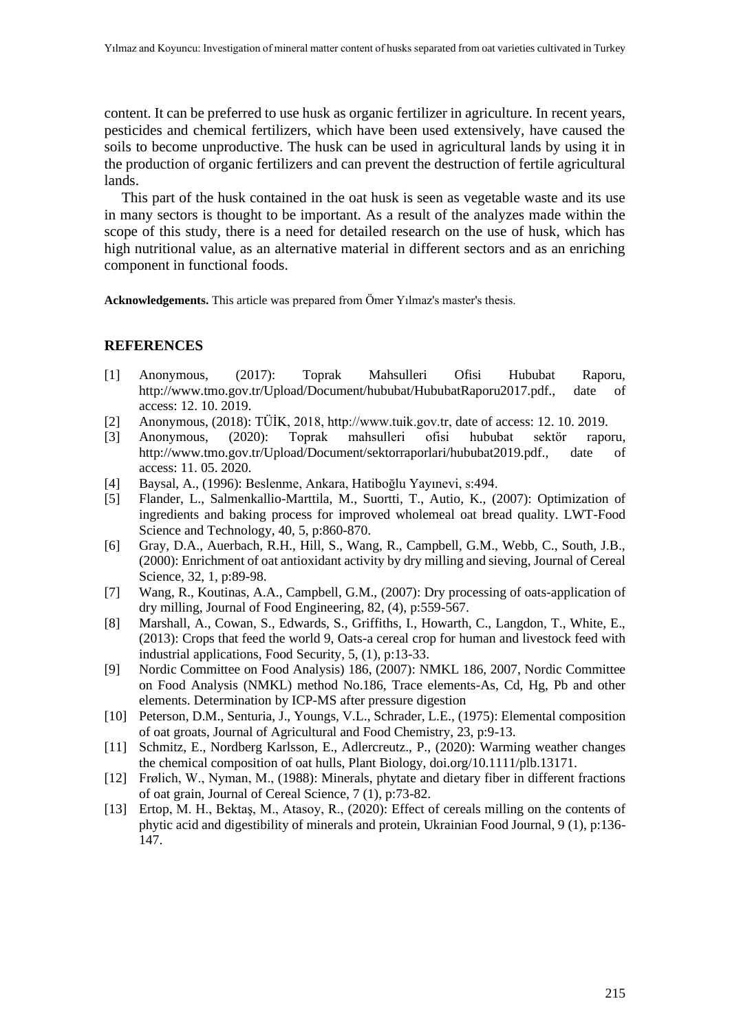content. It can be preferred to use husk as organic fertilizer in agriculture. In recent years, pesticides and chemical fertilizers, which have been used extensively, have caused the soils to become unproductive. The husk can be used in agricultural lands by using it in the production of organic fertilizers and can prevent the destruction of fertile agricultural lands.

This part of the husk contained in the oat husk is seen as vegetable waste and its use in many sectors is thought to be important. As a result of the analyzes made within the scope of this study, there is a need for detailed research on the use of husk, which has high nutritional value, as an alternative material in different sectors and as an enriching component in functional foods.

**Acknowledgements.** This article was prepared from Ömer Yılmaz's master's thesis.

## REFERENCES

[1] Anonymous, (2017): Toprak Mahsulleri Ofisi Hububat Raporu, http://www.tmo.gov.tr/Upload/Document/hububat/HububatRaporu2017.pdf., date of access: 12. 10. 2019.

[2] Anonymous, (2018): TÜİK, 2018, http://www.tuik.gov.tr, date of access: 12. 10. 2019.

[3] Anonymous, (2020): Toprak mahsulleri ofisi hububat sektör raporu, http://www.tmo.gov.tr/Upload/Document/sektorraporlari/hububat2019.pdf., date of access: 11. 05. 2020.

[4] Baysal, A., (1996): Beslenme, Ankara, Hatiboğlu Yayınevi, s:494.

[5] Flander, L., Salmenkallio-Marttila, M., Suortti, T., Autio, K., (2007): Optimization of ingredients and baking process for improved wholemeal oat bread quality. LWT-Food Science and Technology, 40, 5, p:860-870.

[6] Gray, D.A., Auerbach, R.H., Hill, S., Wang, R., Campbell, G.M., Webb, C., South, J.B., (2000): Enrichment of oat antioxidant activity by dry milling and sieving, Journal of Cereal Science, 32, 1, p:89-98.

[7] Wang, R., Koutinas, A.A., Campbell, G.M., (2007): Dry processing of oats-application of dry milling, Journal of Food Engineering, 82, (4), p:559-567.

[8] Marshall, A., Cowan, S., Edwards, S., Griffiths, I., Howarth, C., Langdon, T., White, E., (2013): Crops that feed the world 9, Oats-a cereal crop for human and livestock feed with industrial applications, Food Security, 5, (1), p:13-33.

[9] Nordic Committee on Food Analysis) 186, (2007): NMKL 186, 2007, Nordic Committee on Food Analysis (NMKL) method No.186, Trace elements-As, Cd, Hg, Pb and other elements. Determination by ICP-MS after pressure digestion

[10] Peterson, D.M., Senturia, J., Youngs, V.L., Schrader, L.E., (1975): Elemental composition of oat groats, Journal of Agricultural and Food Chemistry, 23, p:9-13.

[11] Schmitz, E., Nordberg Karlsson, E., Adlercreutz., P., (2020): Warming weather changes the chemical composition of oat hulls, Plant Biology, doi.org/10.1111/plb.13171.

[12] Frølich, W., Nyman, M., (1988): Minerals, phytate and dietary fiber in different fractions of oat grain, Journal of Cereal Science, 7 (1), p:73-82.

[13] Ertop, M. H., Bektaş, M., Atasoy, R., (2020): Effect of cereals milling on the contents of phytic acid and digestibility of minerals and protein, Ukrainian Food Journal, 9 (1), p:136-147.